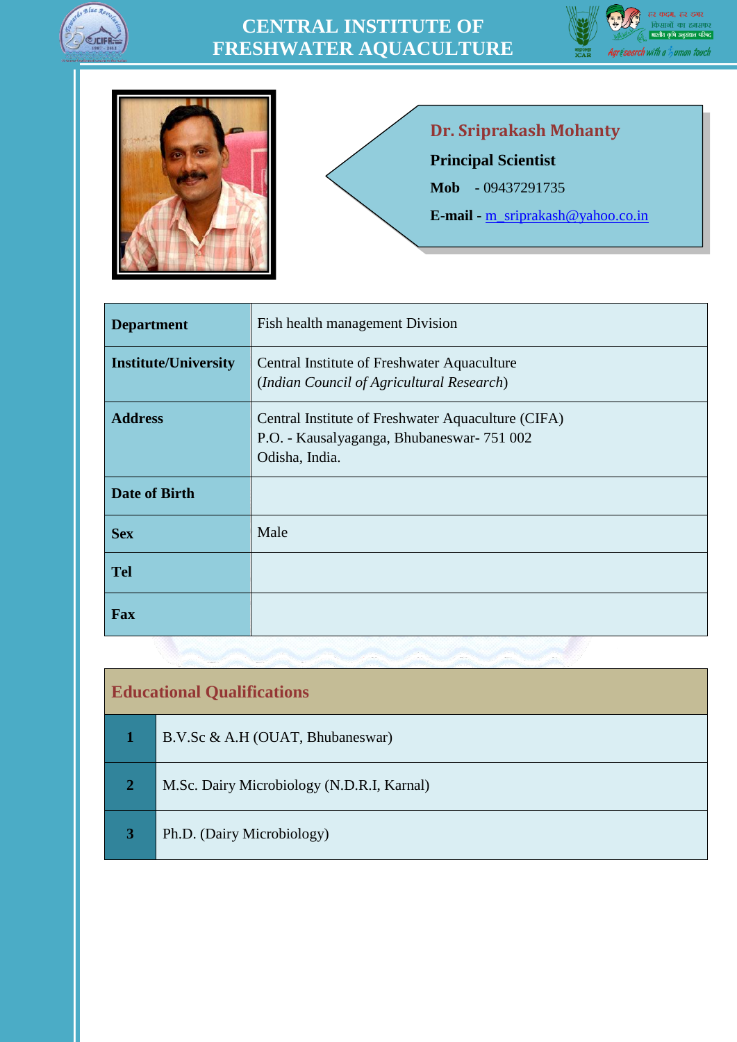# CENTRAL INSTITUTE OF FRESHWATER AQUACULTURE

## Dr. Sriprakash Mohanty

**Principal Scientist**

**Mob** - 09437291735

**E-mail -** m_sriprakash@yahoo.co.in

| | |
|---|---|
| **Department** | Fish health management Division |
| **Institute/University** | Central Institute of Freshwater Aquaculture (*Indian Council of Agricultural Research*) |
| **Address** | Central Institute of Freshwater Aquaculture (CIFA)<br>P.O. - Kausalyaganga, Bhubaneswar- 751 002<br>Odisha, India. |
| **Date of Birth** | |
| **Sex** | Male |
| **Tel** | |
| **Fax** | |

## Educational Qualifications

| | |
|---|---|
| **1** | B.V.Sc & A.H (OUAT, Bhubaneswar) |
| **2** | M.Sc. Dairy Microbiology (N.D.R.I, Karnal) |
| **3** | Ph.D. (Dairy Microbiology) |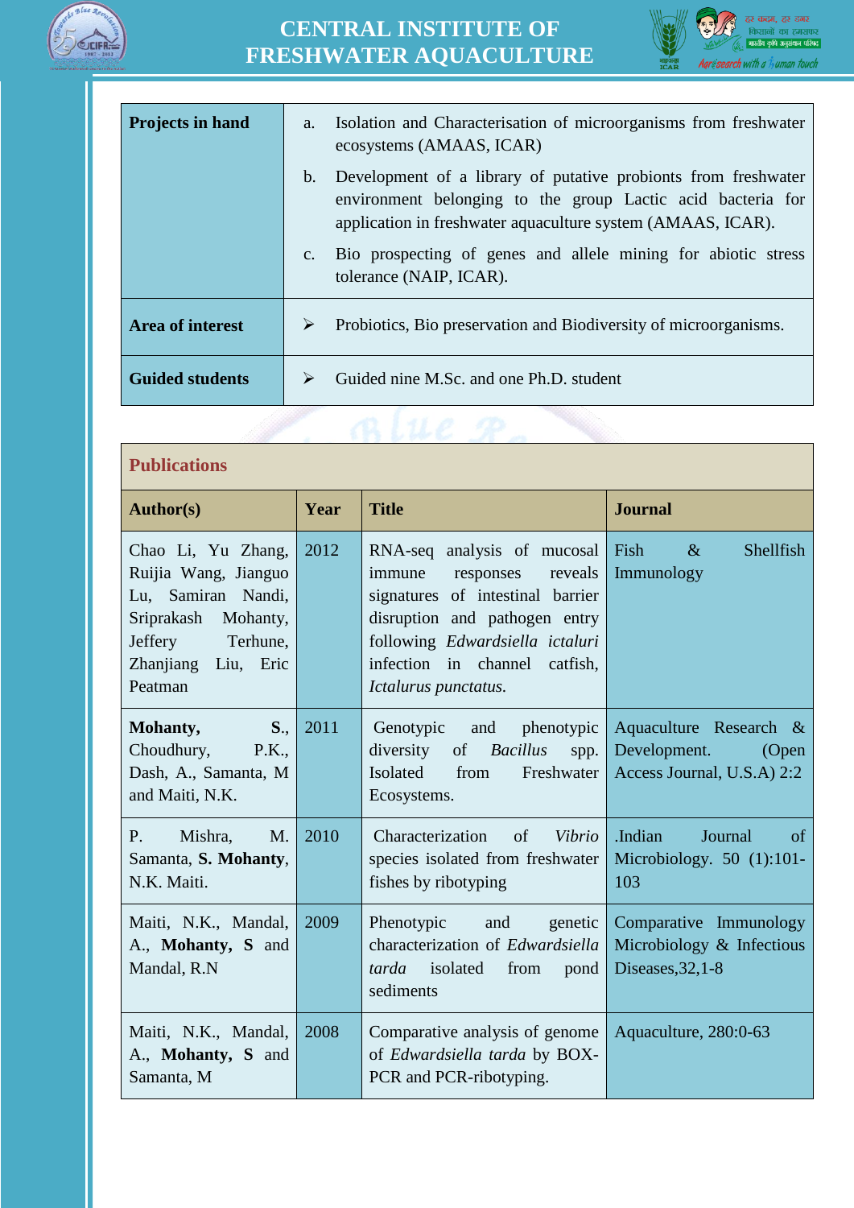| **Projects in hand** | a. Isolation and Characterisation of microorganisms from freshwater ecosystems (AMAAS, ICAR)<br>b. Development of a library of putative probionts from freshwater environment belonging to the group Lactic acid bacteria for application in freshwater aquaculture system (AMAAS, ICAR).<br>c. Bio prospecting of genes and allele mining for abiotic stress tolerance (NAIP, ICAR). |
|---|---|
| **Area of interest** | ➢ Probiotics, Bio preservation and Biodiversity of microorganisms. |
| **Guided students** | ➢ Guided nine M.Sc. and one Ph.D. student |

## Publications

| **Author(s)** | **Year** | **Title** | **Journal** |
|---|---|---|---|
| Chao Li, Yu Zhang, Ruijia Wang, Jianguo Lu, Samiran Nandi, Sriprakash Mohanty, Jeffery Terhune, Zhanjiang Liu, Eric Peatman | 2012 | RNA-seq analysis of mucosal immune responses reveals signatures of intestinal barrier disruption and pathogen entry following *Edwardsiella ictaluri* infection in channel catfish, *Ictalurus punctatus*. | Fish & Shellfish Immunology |
| **Mohanty, S.**, Choudhury, P.K., Dash, A., Samanta, M and Maiti, N.K. | 2011 | Genotypic and phenotypic diversity of *Bacillus* spp. Isolated from Freshwater Ecosystems. | Aquaculture Research & Development. (Open Access Journal, U.S.A) 2:2 |
| P. Mishra, M. Samanta, **S. Mohanty**, N.K. Maiti. | 2010 | Characterization of *Vibrio* species isolated from freshwater fishes by ribotyping | .Indian Journal of Microbiology. 50 (1):101-103 |
| Maiti, N.K., Mandal, A., **Mohanty, S** and Mandal, R.N | 2009 | Phenotypic and genetic characterization of *Edwardsiella tarda* isolated from pond sediments | Comparative Immunology Microbiology & Infectious Diseases,32,1-8 |
| Maiti, N.K., Mandal, A., **Mohanty, S** and Samanta, M | 2008 | Comparative analysis of genome of *Edwardsiella tarda* by BOX-PCR and PCR-ribotyping. | Aquaculture, 280:0-63 |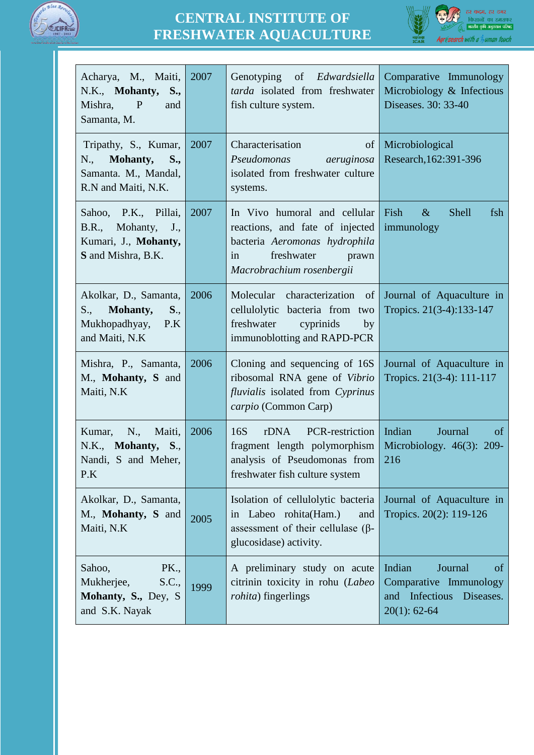| | | | |
|---|---|---|---|
| Acharya, M., Maiti, N.K., **Mohanty, S.,** Mishra, P and Samanta, M. | 2007 | Genotyping of *Edwardsiella tarda* isolated from freshwater fish culture system. | Comparative Immunology Microbiology & Infectious Diseases. 30: 33-40 |
| Tripathy, S., Kumar, N., **Mohanty, S.,** Samanta. M., Mandal, R.N and Maiti, N.K. | 2007 | Characterisation of *Pseudomonas aeruginosa* isolated from freshwater culture systems. | Microbiological Research,162:391-396 |
| Sahoo, P.K., Pillai, B.R., Mohanty, J., Kumari, J., **Mohanty, S** and Mishra, B.K. | 2007 | In Vivo humoral and cellular reactions, and fate of injected bacteria *Aeromonas hydrophila* in freshwater prawn *Macrobrachium rosenbergii* | Fish & Shell fsh immunology |
| Akolkar, D., Samanta, S., **Mohanty, S.,** Mukhopadhyay, P.K and Maiti, N.K | 2006 | Molecular characterization of cellulolytic bacteria from two freshwater cyprinids by immunoblotting and RAPD-PCR | Journal of Aquaculture in Tropics. 21(3-4):133-147 |
| Mishra, P., Samanta, M., **Mohanty, S** and Maiti, N.K | 2006 | Cloning and sequencing of 16S ribosomal RNA gene of *Vibrio fluvialis* isolated from *Cyprinus carpio* (Common Carp) | Journal of Aquaculture in Tropics. 21(3-4): 111-117 |
| Kumar, N., Maiti, N.K., **Mohanty, S.,** Nandi, S and Meher, P.K | 2006 | 16S rDNA PCR-restriction fragment length polymorphism analysis of Pseudomonas from freshwater fish culture system | Indian Journal of Microbiology. 46(3): 209-216 |
| Akolkar, D., Samanta, M., **Mohanty, S** and Maiti, N.K | 2005 | Isolation of cellulolytic bacteria in Labeo rohita(Ham.) and assessment of their cellulase (β-glucosidase) activity. | Journal of Aquaculture in Tropics. 20(2): 119-126 |
| Sahoo, PK., Mukherjee, S.C., **Mohanty, S.,** Dey, S and S.K. Nayak | 1999 | A preliminary study on acute citrinin toxicity in rohu (*Labeo rohita*) fingerlings | Indian Journal of Comparative Immunology and Infectious Diseases. 20(1): 62-64 |